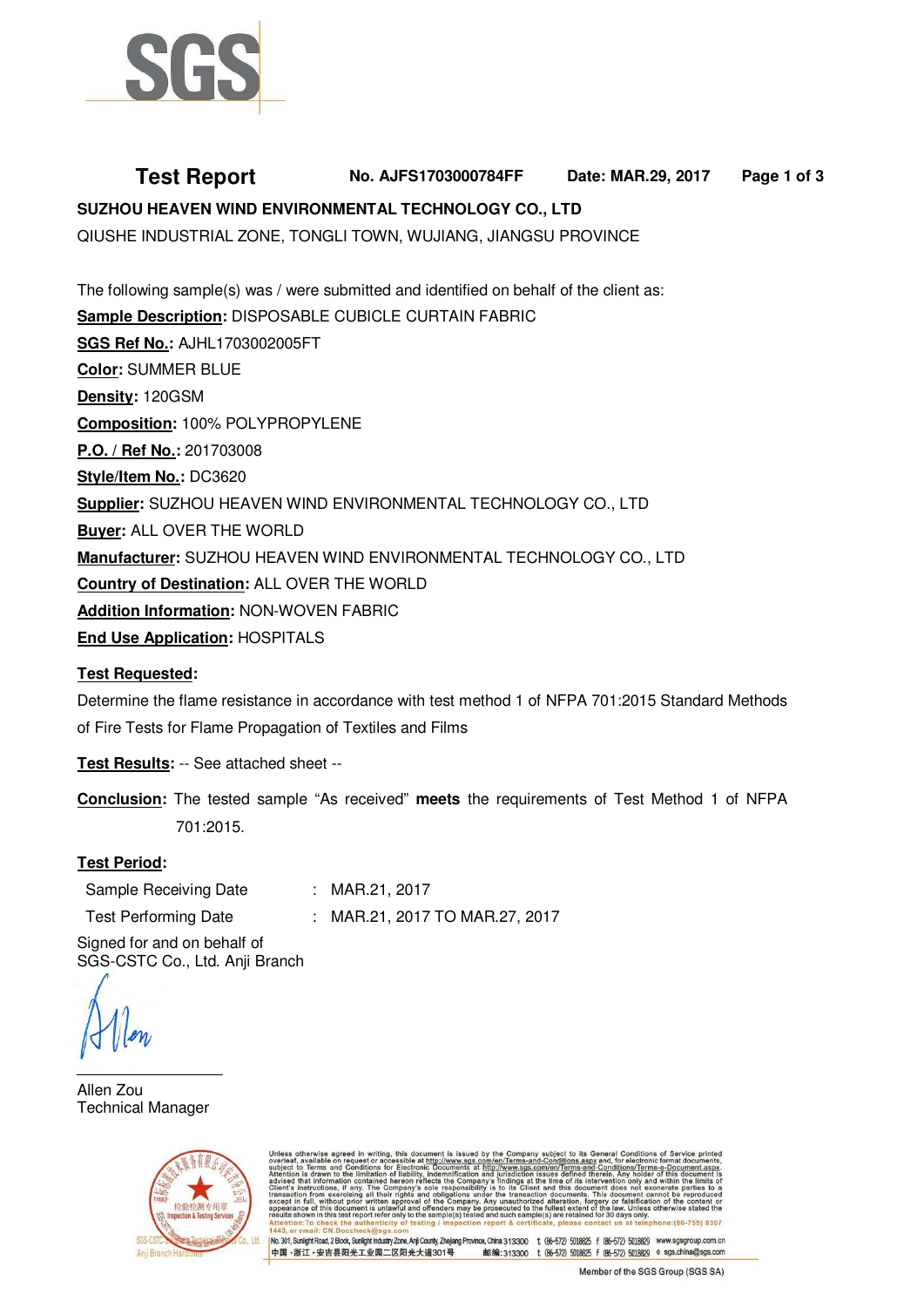SGS

**Test Report** **No. AJFS1703000784FF** **Date: MAR.29, 2017**

**SUZHOU HEAVEN WIND ENVIRONMENTAL TECHNOLOGY CO., LTD**

QIUSHE INDUSTRIAL ZONE, TONGLI TOWN, WUJIANG, JIANGSU PROVINCE

The following sample(s) was / were submitted and identified on behalf of the client as:

**Sample Description:** DISPOSABLE CUBICLE CURTAIN FABRIC

**SGS Ref No.:** AJHL1703002005FT

**Color:** SUMMER BLUE

**Density:** 120GSM

**Composition:** 100% POLYPROPYLENE

**P.O. / Ref No.:** 201703008

**Style/Item No.:** DC3620

**Supplier:** SUZHOU HEAVEN WIND ENVIRONMENTAL TECHNOLOGY CO., LTD

**Buyer:** ALL OVER THE WORLD

**Manufacturer:** SUZHOU HEAVEN WIND ENVIRONMENTAL TECHNOLOGY CO., LTD

**Country of Destination:** ALL OVER THE WORLD

**Addition Information:** NON-WOVEN FABRIC

**End Use Application:** HOSPITALS

**Test Requested:**

Determine the flame resistance in accordance with test method 1 of NFPA 701:2015 Standard Methods of Fire Tests for Flame Propagation of Textiles and Films

**Test Results:** -- See attached sheet --

**Conclusion:** The tested sample "As received" **meets** the requirements of Test Method 1 of NFPA 701:2015.

**Test Period:**

Sample Receiving Date : MAR.21, 2017

Test Performing Date : MAR.21, 2017 TO MAR.27, 2017

Signed for and on behalf of
SGS-CSTC Co., Ltd. Anji Branch

Allen Zou
Technical Manager

Unless otherwise agreed in writing, this document is issued by the Company subject to its General Conditions of Service printed overleaf, available on request or accessible at http://www.sgs.com/en/Terms-and-Conditions.aspx and, for electronic format documents, subject to Terms and Conditions for Electronic Documents at http://www.sgs.com/en/Terms-and-Conditions/Terms-e-Document.aspx. Attention is drawn to the limitation of liability, indemnification and jurisdiction issues defined therein. Any holder of this document is advised that information contained hereon reflects the Company's findings at the time of its intervention only and within the limits of Client's instructions, if any. The Company's sole responsibility is to its Client and this document does not exonerate parties to a transaction from exercising all their rights and obligations under the transaction documents. This document cannot be reproduced except in full, without prior written approval of the Company. Any unauthorized alteration, forgery or falsification of the content or appearance of this document is unlawful and offenders may be prosecuted to the fullest extent of the law. Unless otherwise stated the results shown in this test report refer only to the sample(s) tested and such sample(s) are retained for 30 days only.
Attention: To check the authenticity of testing / inspection report & certificate, please contact us at telephone:(86-755) 8307 1443, or email: CN.Doccheck@sgs.com

No. 301, Sunlight Road, 2 Block, Sunlight Industry Zone, Anji County, Zhejiang Province, China 313300 t (86-572) 5018825 f (86-572) 5018829 www.sgsgroup.com.cn
中国・浙江・安吉县阳光工业园二区阳光大道301号 邮编:313300 t (86-572) 5018825 f (86-572) 5018829 e sgs.china@sgs.com

Member of the SGS Group (SGS SA)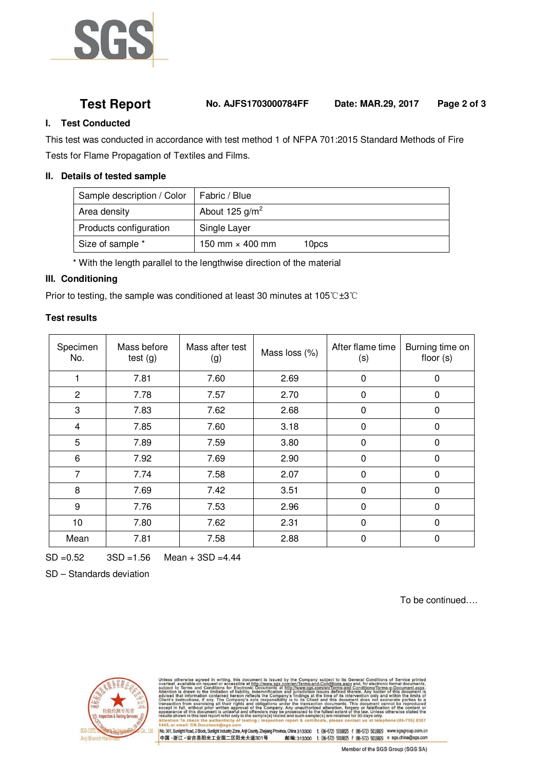# Test Report

**No. AJFS1703000784FF** **Date: MAR.29, 2017**

## I. Test Conducted

This test was conducted in accordance with test method 1 of NFPA 701:2015 Standard Methods of Fire Tests for Flame Propagation of Textiles and Films.

## II. Details of tested sample

| Sample description / Color | Fabric / Blue |
|---|---|
| Area density | About 125 g/m$^2$ |
| Products configuration | Single Layer |
| Size of sample * | 150 mm × 400 mm 10pcs |

\* With the length parallel to the lengthwise direction of the material

## III. Conditioning

Prior to testing, the sample was conditioned at least 30 minutes at 105℃±3℃

**Test results**

| Specimen No. | Mass before test (g) | Mass after test (g) | Mass loss (%) | After flame time (s) | Burning time on floor (s) |
|---|---|---|---|---|---|
| 1 | 7.81 | 7.60 | 2.69 | 0 | 0 |
| 2 | 7.78 | 7.57 | 2.70 | 0 | 0 |
| 3 | 7.83 | 7.62 | 2.68 | 0 | 0 |
| 4 | 7.85 | 7.60 | 3.18 | 0 | 0 |
| 5 | 7.89 | 7.59 | 3.80 | 0 | 0 |
| 6 | 7.92 | 7.69 | 2.90 | 0 | 0 |
| 7 | 7.74 | 7.58 | 2.07 | 0 | 0 |
| 8 | 7.69 | 7.42 | 3.51 | 0 | 0 |
| 9 | 7.76 | 7.53 | 2.96 | 0 | 0 |
| 10 | 7.80 | 7.62 | 2.31 | 0 | 0 |
| Mean | 7.81 | 7.58 | 2.88 | 0 | 0 |

SD =0.52 3SD =1.56 Mean + 3SD =4.44

SD – Standards deviation

To be continued….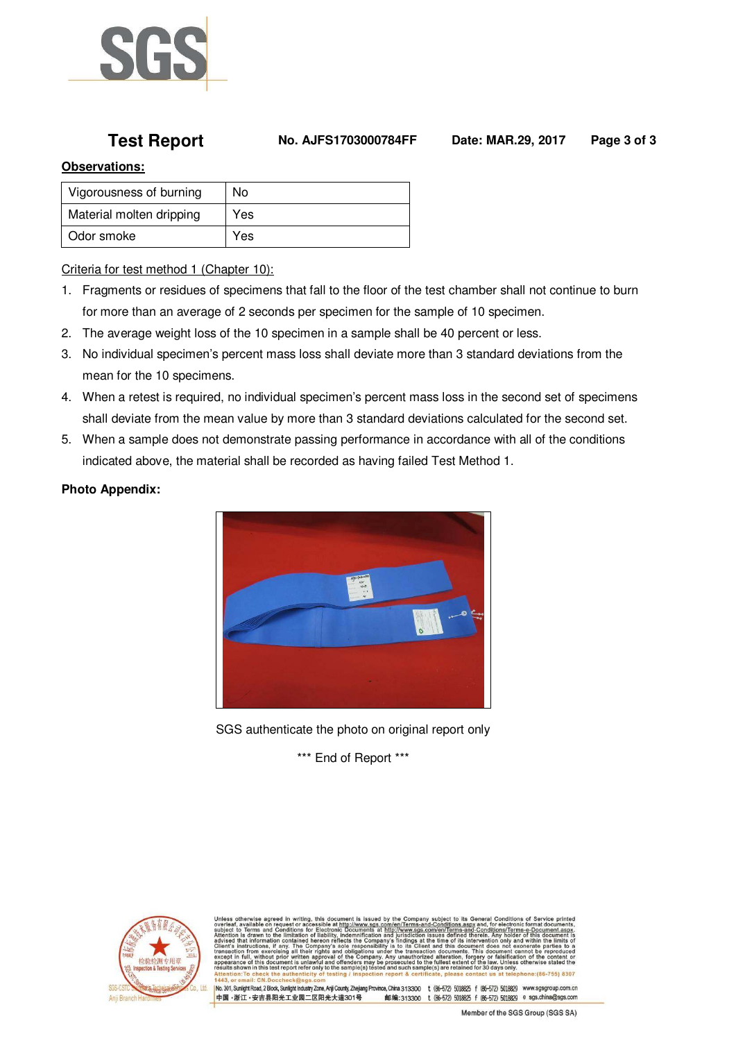**Observations:**

| | |
|---|---|
| Vigorousness of burning | No |
| Material molten dripping | Yes |
| Odor smoke | Yes |

Criteria for test method 1 (Chapter 10):

1. Fragments or residues of specimens that fall to the floor of the test chamber shall not continue to burn for more than an average of 2 seconds per specimen for the sample of 10 specimen.
2. The average weight loss of the 10 specimen in a sample shall be 40 percent or less.
3. No individual specimen's percent mass loss shall deviate more than 3 standard deviations from the mean for the 10 specimens.
4. When a retest is required, no individual specimen's percent mass loss in the second set of specimens shall deviate from the mean value by more than 3 standard deviations calculated for the second set.
5. When a sample does not demonstrate passing performance in accordance with all of the conditions indicated above, the material shall be recorded as having failed Test Method 1.

**Photo Appendix:**

SGS authenticate the photo on original report only

*** End of Report ***